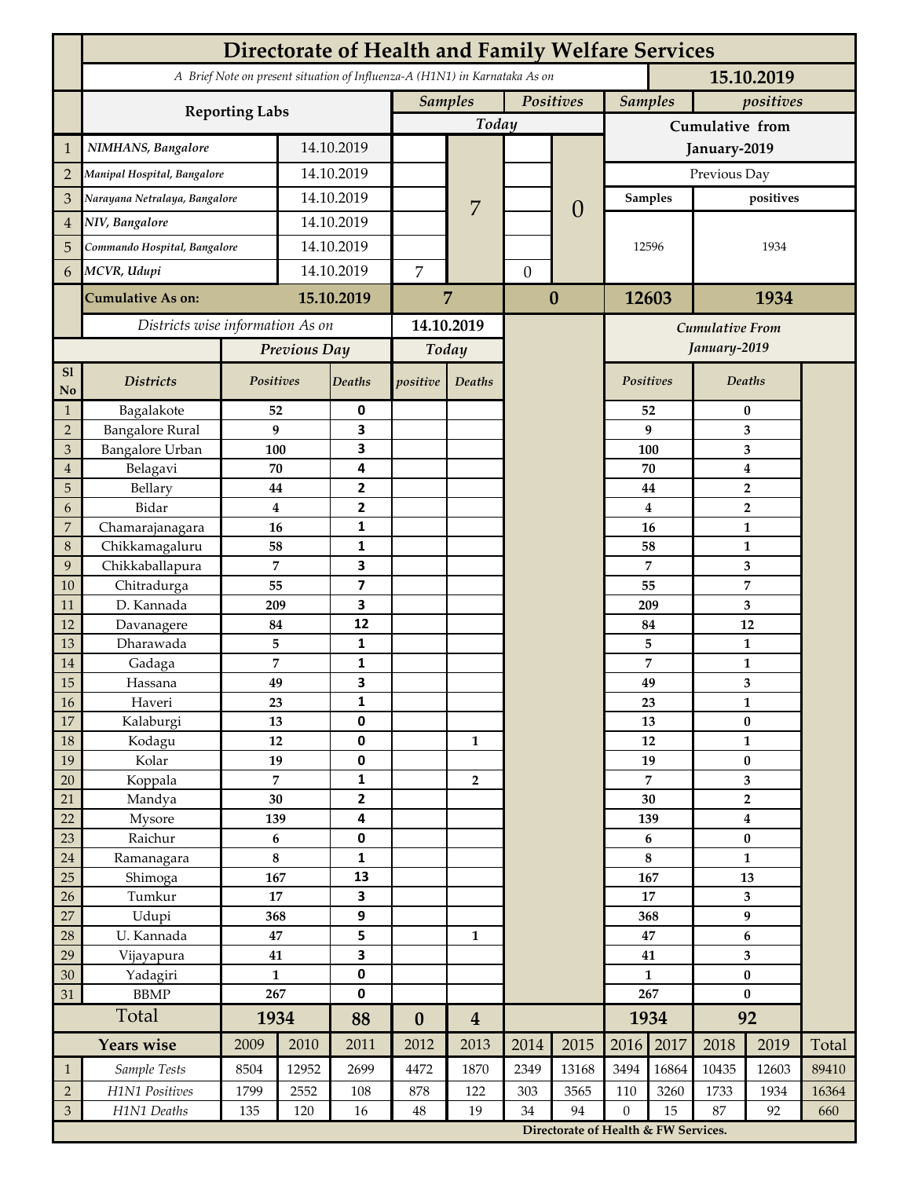# Directorate of Health and Family Welfare Services

*A Brief Note on present situation of Influenza-A (H1N1) in Karnataka As on* **15.10.2019**

| | Reporting Labs | | Samples (Today) | | Positives (Today) | | Samples (Cumulative from January-2019) | positives (Cumulative from January-2019) |
|---|---|---|---|---|---|---|---|---|
| | | | | | | | Previous Day | |
| | | | | | | | Samples | positives |
| 1 | *NIMHANS, Bangalore* | 14.10.2019 | | 7 | | 0 | 12596 | 1934 |
| 2 | *Manipal Hospital, Bangalore* | 14.10.2019 | | | | | | |
| 3 | *Narayana Netralaya, Bangalore* | 14.10.2019 | | | | | | |
| 4 | *NIV, Bangalore* | 14.10.2019 | | | | | | |
| 5 | *Commando Hospital, Bangalore* | 14.10.2019 | | | | | | |
| 6 | *MCVR, Udupi* | 14.10.2019 | 7 | | 0 | | | |
| | **Cumulative As on:** | **15.10.2019** | **7** | | **0** | | **12603** | **1934** |

*Districts wise information As on* **14.10.2019**

| Sl No | Districts | Previous Day Positives | Previous Day Deaths | Today positive | Today Deaths | Cumulative From January-2019 Positives | Cumulative From January-2019 Deaths |
|---|---|---|---|---|---|---|---|
| 1 | Bagalakote | 52 | 0 | | | 52 | 0 |
| 2 | Bangalore Rural | 9 | 3 | | | 9 | 3 |
| 3 | Bangalore Urban | 100 | 3 | | | 100 | 3 |
| 4 | Belagavi | 70 | 4 | | | 70 | 4 |
| 5 | Bellary | 44 | 2 | | | 44 | 2 |
| 6 | Bidar | 4 | 2 | | | 4 | 2 |
| 7 | Chamarajanagara | 16 | 1 | | | 16 | 1 |
| 8 | Chikkamagaluru | 58 | 1 | | | 58 | 1 |
| 9 | Chikkaballapura | 7 | 3 | | | 7 | 3 |
| 10 | Chitradurga | 55 | 7 | | | 55 | 7 |
| 11 | D. Kannada | 209 | 3 | | | 209 | 3 |
| 12 | Davanagere | 84 | 12 | | | 84 | 12 |
| 13 | Dharawada | 5 | 1 | | | 5 | 1 |
| 14 | Gadaga | 7 | 1 | | | 7 | 1 |
| 15 | Hassana | 49 | 3 | | | 49 | 3 |
| 16 | Haveri | 23 | 1 | | | 23 | 1 |
| 17 | Kalaburgi | 13 | 0 | | | 13 | 0 |
| 18 | Kodagu | 12 | 0 | | 1 | 12 | 1 |
| 19 | Kolar | 19 | 0 | | | 19 | 0 |
| 20 | Koppala | 7 | 1 | | 2 | 7 | 3 |
| 21 | Mandya | 30 | 2 | | | 30 | 2 |
| 22 | Mysore | 139 | 4 | | | 139 | 4 |
| 23 | Raichur | 6 | 0 | | | 6 | 0 |
| 24 | Ramanagara | 8 | 1 | | | 8 | 1 |
| 25 | Shimoga | 167 | 13 | | | 167 | 13 |
| 26 | Tumkur | 17 | 3 | | | 17 | 3 |
| 27 | Udupi | 368 | 9 | | | 368 | 9 |
| 28 | U. Kannada | 47 | 5 | | 1 | 47 | 6 |
| 29 | Vijayapura | 41 | 3 | | | 41 | 3 |
| 30 | Yadagiri | 1 | 0 | | | 1 | 0 |
| 31 | BBMP | 267 | 0 | | | 267 | 0 |
| | **Total** | **1934** | **88** | **0** | **4** | **1934** | **92** |

| | Years wise | 2009 | 2010 | 2011 | 2012 | 2013 | 2014 | 2015 | 2016 | 2017 | 2018 | 2019 | Total |
|---|---|---|---|---|---|---|---|---|---|---|---|---|---|
| 1 | *Sample Tests* | 8504 | 12952 | 2699 | 4472 | 1870 | 2349 | 13168 | 3494 | 16864 | 10435 | 12603 | 89410 |
| 2 | *H1N1 Positives* | 1799 | 2552 | 108 | 878 | 122 | 303 | 3565 | 110 | 3260 | 1733 | 1934 | 16364 |
| 3 | *H1N1 Deaths* | 135 | 120 | 16 | 48 | 19 | 34 | 94 | 0 | 15 | 87 | 92 | 660 |

**Directorate of Health & FW Services.**